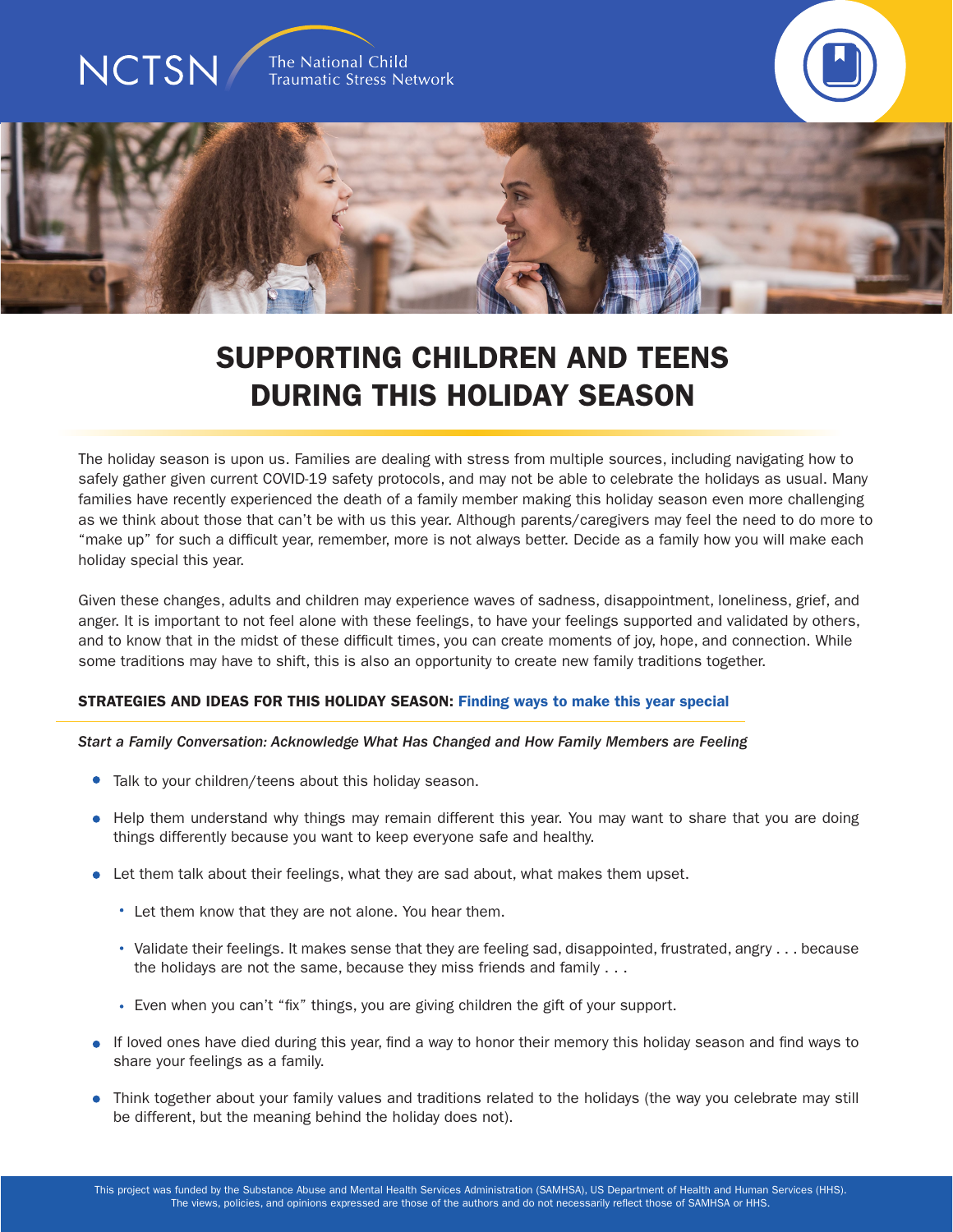NCTSN The National Child Traumatic Stress Network

# SUPPORTING CHILDREN AND TEENS DURING THIS HOLIDAY SEASON

The holiday season is upon us. Families are dealing with stress from multiple sources, including navigating how to safely gather given current COVID-19 safety protocols, and may not be able to celebrate the holidays as usual. Many families have recently experienced the death of a family member making this holiday season even more challenging as we think about those that can't be with us this year. Although parents/caregivers may feel the need to do more to "make up" for such a difficult year, remember, more is not always better. Decide as a family how you will make each holiday special this year.

Given these changes, adults and children may experience waves of sadness, disappointment, loneliness, grief, and anger. It is important to not feel alone with these feelings, to have your feelings supported and validated by others, and to know that in the midst of these difficult times, you can create moments of joy, hope, and connection. While some traditions may have to shift, this is also an opportunity to create new family traditions together.

## STRATEGIES AND IDEAS FOR THIS HOLIDAY SEASON: Finding ways to make this year special

*Start a Family Conversation: Acknowledge What Has Changed and How Family Members are Feeling*

- Talk to your children/teens about this holiday season.
- Help them understand why things may remain different this year. You may want to share that you are doing things differently because you want to keep everyone safe and healthy.
- Let them talk about their feelings, what they are sad about, what makes them upset.
  - Let them know that they are not alone. You hear them.
  - Validate their feelings. It makes sense that they are feeling sad, disappointed, frustrated, angry . . . because the holidays are not the same, because they miss friends and family . . .
  - Even when you can't "fix" things, you are giving children the gift of your support.
- If loved ones have died during this year, find a way to honor their memory this holiday season and find ways to share your feelings as a family.
- Think together about your family values and traditions related to the holidays (the way you celebrate may still be different, but the meaning behind the holiday does not).

This project was funded by the Substance Abuse and Mental Health Services Administration (SAMHSA), US Department of Health and Human Services (HHS). The views, policies, and opinions expressed are those of the authors and do not necessarily reflect those of SAMHSA or HHS.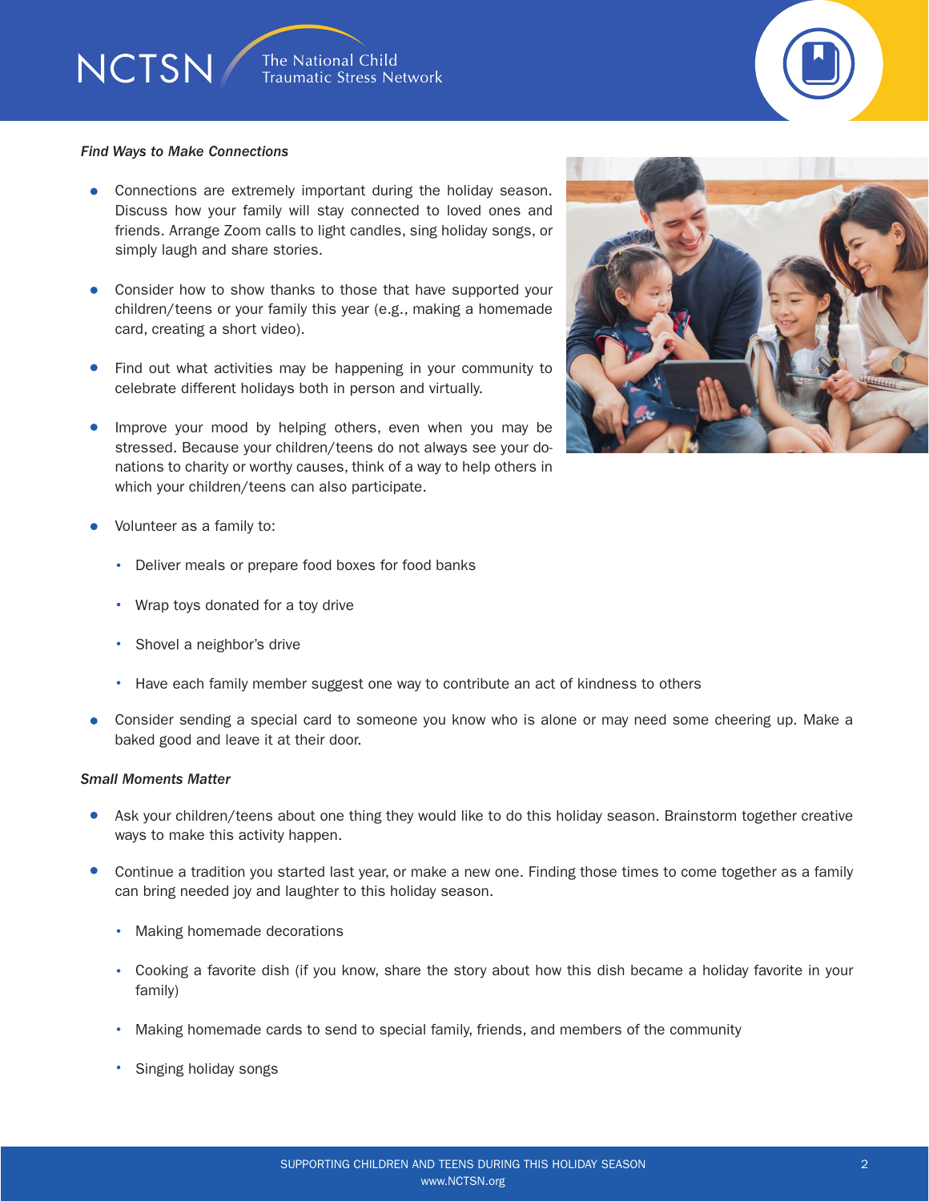*Find Ways to Make Connections*

- Connections are extremely important during the holiday season. Discuss how your family will stay connected to loved ones and friends. Arrange Zoom calls to light candles, sing holiday songs, or simply laugh and share stories.
- Consider how to show thanks to those that have supported your children/teens or your family this year (e.g., making a homemade card, creating a short video).
- Find out what activities may be happening in your community to celebrate different holidays both in person and virtually.
- Improve your mood by helping others, even when you may be stressed. Because your children/teens do not always see your donations to charity or worthy causes, think of a way to help others in which your children/teens can also participate.
- Volunteer as a family to:
  - Deliver meals or prepare food boxes for food banks
  - Wrap toys donated for a toy drive
  - Shovel a neighbor's drive
  - Have each family member suggest one way to contribute an act of kindness to others
- Consider sending a special card to someone you know who is alone or may need some cheering up. Make a baked good and leave it at their door.

*Small Moments Matter*

- Ask your children/teens about one thing they would like to do this holiday season. Brainstorm together creative ways to make this activity happen.
- Continue a tradition you started last year, or make a new one. Finding those times to come together as a family can bring needed joy and laughter to this holiday season.
  - Making homemade decorations
  - Cooking a favorite dish (if you know, share the story about how this dish became a holiday favorite in your family)
  - Making homemade cards to send to special family, friends, and members of the community
  - Singing holiday songs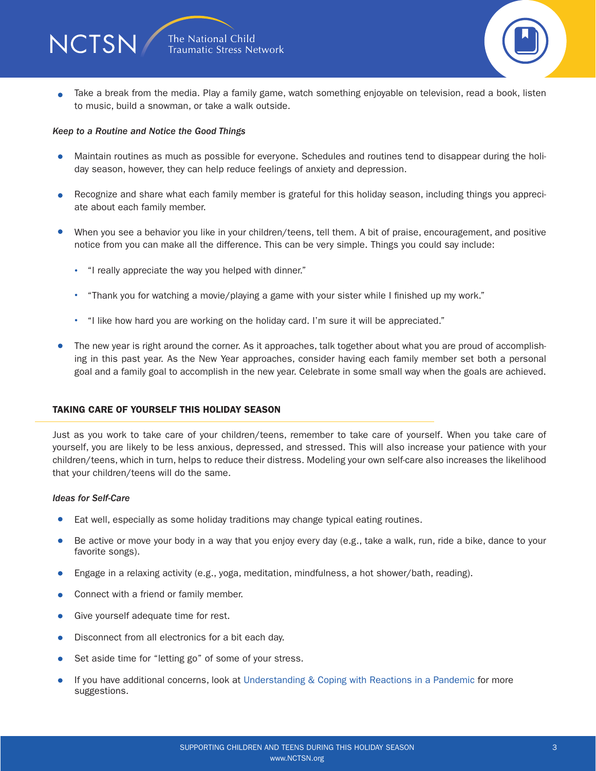- Take a break from the media. Play a family game, watch something enjoyable on television, read a book, listen to music, build a snowman, or take a walk outside.

*Keep to a Routine and Notice the Good Things*

- Maintain routines as much as possible for everyone. Schedules and routines tend to disappear during the holiday season, however, they can help reduce feelings of anxiety and depression.
- Recognize and share what each family member is grateful for this holiday season, including things you appreciate about each family member.
- When you see a behavior you like in your children/teens, tell them. A bit of praise, encouragement, and positive notice from you can make all the difference. This can be very simple. Things you could say include:
  - "I really appreciate the way you helped with dinner."
  - "Thank you for watching a movie/playing a game with your sister while I finished up my work."
  - "I like how hard you are working on the holiday card. I'm sure it will be appreciated."
- The new year is right around the corner. As it approaches, talk together about what you are proud of accomplishing in this past year. As the New Year approaches, consider having each family member set both a personal goal and a family goal to accomplish in the new year. Celebrate in some small way when the goals are achieved.

## TAKING CARE OF YOURSELF THIS HOLIDAY SEASON

Just as you work to take care of your children/teens, remember to take care of yourself. When you take care of yourself, you are likely to be less anxious, depressed, and stressed. This will also increase your patience with your children/teens, which in turn, helps to reduce their distress. Modeling your own self-care also increases the likelihood that your children/teens will do the same.

*Ideas for Self-Care*

- Eat well, especially as some holiday traditions may change typical eating routines.
- Be active or move your body in a way that you enjoy every day (e.g., take a walk, run, ride a bike, dance to your favorite songs).
- Engage in a relaxing activity (e.g., yoga, meditation, mindfulness, a hot shower/bath, reading).
- Connect with a friend or family member.
- Give yourself adequate time for rest.
- Disconnect from all electronics for a bit each day.
- Set aside time for "letting go" of some of your stress.
- If you have additional concerns, look at Understanding & Coping with Reactions in a Pandemic for more suggestions.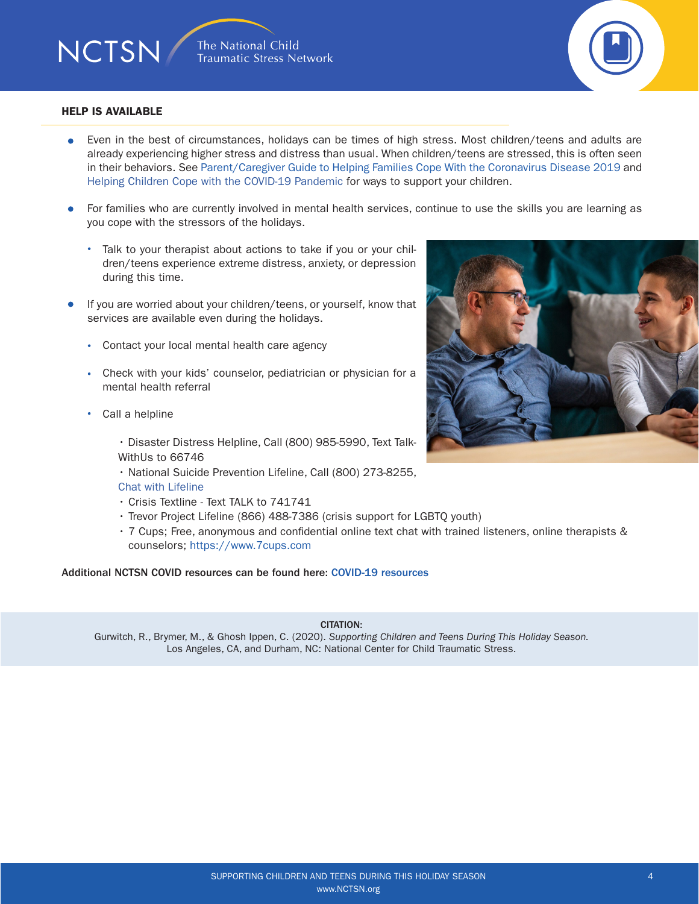## HELP IS AVAILABLE

- Even in the best of circumstances, holidays can be times of high stress. Most children/teens and adults are already experiencing higher stress and distress than usual. When children/teens are stressed, this is often seen in their behaviors. See Parent/Caregiver Guide to Helping Families Cope With the Coronavirus Disease 2019 and Helping Children Cope with the COVID-19 Pandemic for ways to support your children.
- For families who are currently involved in mental health services, continue to use the skills you are learning as you cope with the stressors of the holidays.
  - Talk to your therapist about actions to take if you or your children/teens experience extreme distress, anxiety, or depression during this time.
- If you are worried about your children/teens, or yourself, know that services are available even during the holidays.
  - Contact your local mental health care agency
  - Check with your kids' counselor, pediatrician or physician for a mental health referral
  - Call a helpline
    - Disaster Distress Helpline, Call (800) 985-5990, Text TalkWithUs to 66746
    - National Suicide Prevention Lifeline, Call (800) 273-8255, Chat with Lifeline
    - Crisis Textline - Text TALK to 741741
    - Trevor Project Lifeline (866) 488-7386 (crisis support for LGBTQ youth)
    - 7 Cups; Free, anonymous and confidential online text chat with trained listeners, online therapists & counselors; https://www.7cups.com

**Additional NCTSN COVID resources can be found here: COVID-19 resources**

**CITATION:**
Gurwitch, R., Brymer, M., & Ghosh Ippen, C. (2020). *Supporting Children and Teens During This Holiday Season.* Los Angeles, CA, and Durham, NC: National Center for Child Traumatic Stress.